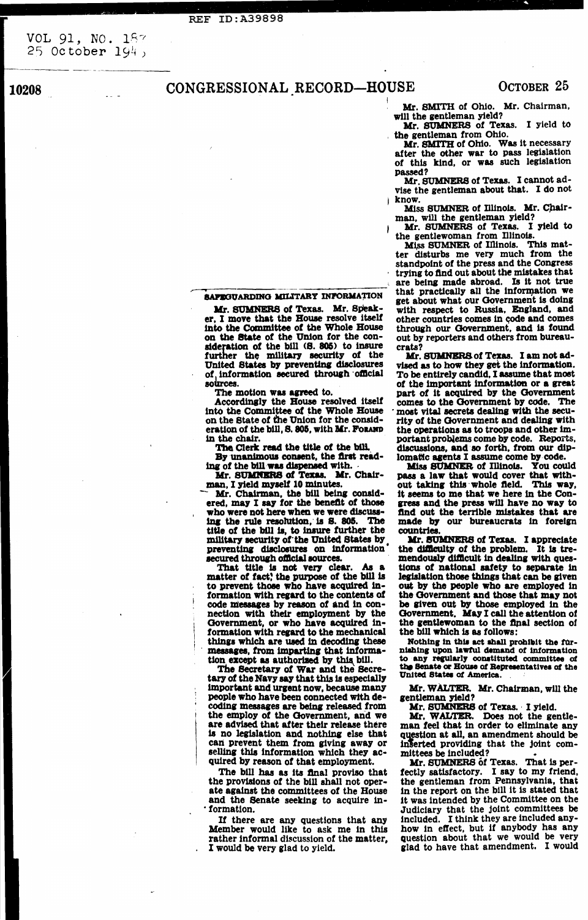## SAFEGUARDING MILITARY INFORMATION

**Mr. SUMNERS of Texas.** Mr. Speaker, I move that the House resolve itself into the Committee of the Whole House on the State of the Union for the consideration of the bill (S. 805) to insure further the military security of the United States by preventing disclosures of information secured through official sources.

The motion was agreed to.

Accordingly the House resolved itself into the Committee of the Whole House on the State of the Union for the consideration of the bill, S. 805, with Mr. FORAND in the chair.

The Clerk read the title of the bill.

By unanimous consent, the first reading of the bill was dispensed with.

**Mr. SUMNERS of Texas.** Mr. Chairman, I yield myself 10 minutes.

Mr. Chairman, the bill being considered, may I say for the benefit of those who were not here when we were discussing the rule resolution, is S. 805. The title of the bill is, to insure further the military security of the United States by preventing disclosures on information secured through official sources.

That title is not very clear. As a matter of fact, the purpose of the bill is to prevent those who have acquired information with regard to the contents of code messages by reason of and in connection with their employment by the Government, or who have acquired information with regard to the mechanical things which are used in decoding these messages, from imparting that information except as authorized by this bill.

The Secretary of War and the Secretary of the Navy say that this is especially important and urgent now, because many people who have been connected with decoding messages are being released from the employ of the Government, and we are advised that after their release there is no legislation and nothing else that can prevent them from giving away or selling this information which they acquired by reason of that employment.

The bill has as its final proviso that the provisions of the bill shall not operate against the committees of the House and the Senate seeking to acquire information.

If there are any questions that any Member would like to ask me in this rather informal discussion of the matter, I would be very glad to yield.

**Mr. SMITH of Ohio.** Mr. Chairman, will the gentleman yield?

**Mr. SUMNERS of Texas.** I yield to the gentleman from Ohio.

**Mr. SMITH of Ohio.** Was it necessary after the other war to pass legislation of this kind, or was such legislation passed?

**Mr. SUMNERS of Texas.** I cannot advise the gentleman about that. I do not know.

**Miss SUMNER of Illinois.** Mr. Chairman, will the gentleman yield?

**Mr. SUMNERS of Texas.** I yield to the gentlewoman from Illinois.

**Miss SUMNER of Illinois.** This matter disturbs me very much from the standpoint of the press and the Congress trying to find out about the mistakes that are being made abroad. Is it not true that practically all the information we get about what our Government is doing with respect to Russia, England, and other countries comes in code and comes through our Government, and is found out by reporters and others from bureaucrats?

**Mr. SUMNERS of Texas.** I am not advised as to how they get the information. To be entirely candid, I assume that most of the important information or a great part of it acquired by the Government comes to the Government by code. The most vital secrets dealing with the security of the Government and dealing with the operations as to troops and other important problems come by code. Reports, discussions, and so forth, from our diplomatic agents I assume come by code.

**Miss SUMNER of Illinois.** You could pass a law that would cover that without taking this whole field. This way, it seems to me that we here in the Congress and the press will have no way to find out the terrible mistakes that are made by our bureaucrats in foreign countries.

**Mr. SUMNERS of Texas.** I appreciate the difficulty of the problem. It is tremendously difficult in dealing with questions of national safety to separate in legislation those things that can be given out by the people who are employed in the Government and those that may not be given out by those employed in the Government. May I call the attention of the gentlewoman to the final section of the bill which is as follows:

> Nothing in this act shall prohibit the furnishing upon lawful demand of information to any regularly constituted committee of the Senate or House of Representatives of the United States of America.

**Mr. WALTER.** Mr. Chairman, will the gentleman yield?

**Mr. SUMNERS of Texas.** I yield.

**Mr. WALTER.** Does not the gentleman feel that in order to eliminate any question at all, an amendment should be inserted providing that the joint committees be included?

**Mr. SUMNERS of Texas.** That is perfectly satisfactory. I say to my friend, the gentleman from Pennsylvania, that in the report on the bill it is stated that it was intended by the Committee on the Judiciary that the joint committees be included. I think they are included anyhow in effect, but if anybody has any question about that we would be very glad to have that amendment. I would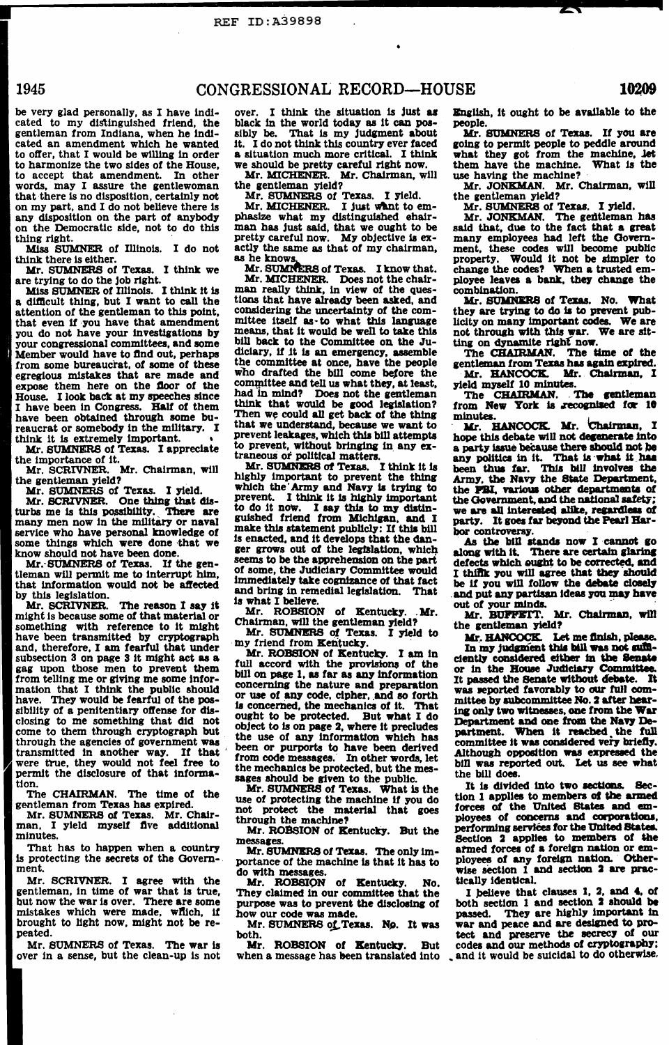be very glad personally, as I have indicated to my distinguished friend, the gentleman from Indiana, when he indicated an amendment which he wanted to offer, that I would be willing in order to harmonize the two sides of the House, to accept that amendment. In other words, may I assure the gentlewoman that there is no disposition, certainly not on my part, and I do not believe there is any disposition on the part of anybody on the Democratic side, not to do this thing right.

Miss SUMNER of Illinois. I do not think there is either.

Mr. SUMNERS of Texas. I think we are trying to do the job right.

Miss SUMNER of Illinois. I think it is a difficult thing, but I want to call the attention of the gentleman to this point, that even if you have that amendment you do not have your investigations by your congressional committees, and some Member would have to find out, perhaps from some bureaucrat, of some of these egregious mistakes that are made and expose them here on the floor of the House. I look back at my speeches since I have been in Congress. Half of them have been obtained through some bureaucrat or somebody in the military. I think it is extremely important.

Mr. SUMNERS of Texas. I appreciate the importance of it.

Mr. SCRIVNER. Mr. Chairman, will the gentleman yield?

Mr. SUMNERS of Texas. I yield.

Mr. SCRIVNER. One thing that disturbs me is this possibility. There are many men now in the military or naval service who have personal knowledge of some things which were done that we know should not have been done.

Mr. SUMNERS of Texas. If the gentleman will permit me to interrupt him, that information would not be affected by this legislation.

Mr. SCRIVNER. The reason I say it might is because some of that material or something with reference to it might have been transmitted by cryptograph and, therefore, I am fearful that under subsection 3 on page 3 it might act as a gag upon those men to prevent them from telling me or giving me some information that I think the public should have. They would be fearful of the possibility of a penitentiary offense for disclosing to me something that did not come to them through cryptograph but through the agencies of government was transmitted in another way. If that were true, they would not feel free to permit the disclosure of that information.

The CHAIRMAN. The time of the gentleman from Texas has expired.

Mr. SUMNERS of Texas. Mr. Chairman, I yield myself five additional minutes.

That has to happen when a country is protecting the secrets of the Government.

Mr. SCRIVNER. I agree with the gentleman, in time of war that is true, but now the war is over. There are some mistakes which were made, which, if brought to light now, might not be repeated.

Mr. SUMNERS of Texas. The war is over in a sense, but the clean-up is not over. I think the situation is just as black in the world today as it can possibly be. That is my judgment about it. I do not think this country ever faced a situation much more critical. I think we should be pretty careful right now.

Mr. MICHENER. Mr. Chairman, will the gentleman yield?

Mr. SUMNERS of Texas. I yield.

Mr. MICHENER. I just want to emphasize what my distinguished chairman has just said, that we ought to be pretty careful now. My objective is exactly the same as that of my chairman, as he knows.

Mr. SUMNERS of Texas. I know that.

Mr. MICHENER. Does not the chairman really think, in view of the questions that have already been asked, and considering the uncertainty of the committee itself as to what this language means, that it would be well to take this bill back to the Committee on the Judiciary, if it is an emergency, assemble the committee at once, have the people who drafted the bill come before the committee and tell us what they, at least, had in mind? Does not the gentleman think that would be good legislation? Then we could all get back of the thing that we understand, because we want to prevent leakages, which this bill attempts to prevent, without bringing in any extraneous or political matters.

Mr. SUMNERS of Texas. I think it is highly important to prevent the thing which the Army and Navy is trying to prevent. I think it is highly important to do it now. I say this to my distinguished friend from Michigan, and I make this statement publicly: If this bill is enacted, and it develops that the danger grows out of the legislation, which seems to be the apprehension on the part of some, the Judiciary Committee would immediately take cognizance of that fact and bring in remedial legislation. That is what I believe.

Mr. ROBSION of Kentucky. Mr. Chairman, will the gentleman yield?

Mr. SUMNERS of Texas. I yield to my friend from Kentucky.

Mr. ROBSION of Kentucky. I am in full accord with the provisions of the bill on page 1, as far as any information concerning the nature and preparation or use of any code, cipher, and so forth is concerned, the mechanics of it. That ought to be protected. But what I do object to is on page 2, where it precludes the use of any information which has been or purports to have been derived from code messages. In other words, let the mechanics be protected, but the messages should be given to the public.

Mr. SUMNERS of Texas. What is the use of protecting the machine if you do not protect the material that goes through the machine?

Mr. ROBSION of Kentucky. But the messages.

Mr. SUMNERS of Texas. The only importance of the machine is that it has to do with messages.

Mr. ROBSION of Kentucky. No. They claimed in our committee that the purpose was to prevent the disclosing of how our code was made.

Mr. SUMNERS of Texas. No. It was both.

Mr. ROBSION of Kentucky. But when a message has been translated into English, it ought to be available to the people.

Mr. SUMNERS of Texas. If you are going to permit people to peddle around what they got from the machine, let them have the machine. What is the use having the machine?

Mr. JONKMAN. Mr. Chairman, will the gentleman yield?

Mr. SUMNERS of Texas. I yield.

Mr. JONKMAN. The gentleman has said that, due to the fact that a great many employees had left the Government, these codes will become public property. Would it not be simpler to change the codes? When a trusted employee leaves a bank, they change the combination.

Mr. SUMNERS of Texas. No. What they are trying to do is to prevent publicity on many important codes. We are not through with this war. We are sitting on dynamite right now.

The CHAIRMAN. The time of the gentleman from Texas has again expired.

Mr. HANCOCK. Mr. Chairman, I yield myself 10 minutes.

The CHAIRMAN. The gentleman from New York is recognized for 10 minutes.

Mr. HANCOCK. Mr. Chairman, I hope this debate will not degenerate into a party issue because there should not be any politics in it. That is what it has been thus far. This bill involves the Army, the Navy the State Department, the FBI, various other departments of the Government, and the national safety; we are all interested alike, regardless of party. It goes far beyond the Pearl Harbor controversy.

As the bill stands now I cannot go along with it. There are certain glaring defects which ought to be corrected, and I think you will agree that they should be if you will follow the debate closely and put any partisan ideas you may have out of your minds.

Mr. BUFFETT. Mr. Chairman, will the gentleman yield?

Mr. HANCOCK. Let me finish, please.

In my judgment this bill was not sufficiently considered either in the Senate or in the House Judiciary Committee. It passed the Senate without debate. It was reported favorably to our full committee by subcommittee No. 2 after hearing only two witnesses, one from the War Department and one from the Navy Department. When it reached the full committee it was considered very briefly. Although opposition was expressed the bill was reported out. Let us see what the bill does.

It is divided into two sections. Section 1 applies to members of the armed forces of the United States and employees of concerns and corporations, performing services for the United States. Section 2 applies to members of the armed forces of a foreign nation or employees of any foreign nation. Otherwise section 1 and section 2 are practically identical.

I believe that clauses 1, 2, and 4, of both section 1 and section 2 should be passed. They are highly important in war and peace and are designed to protect and preserve the secrecy of our codes and our methods of cryptography; and it would be suicidal to do otherwise.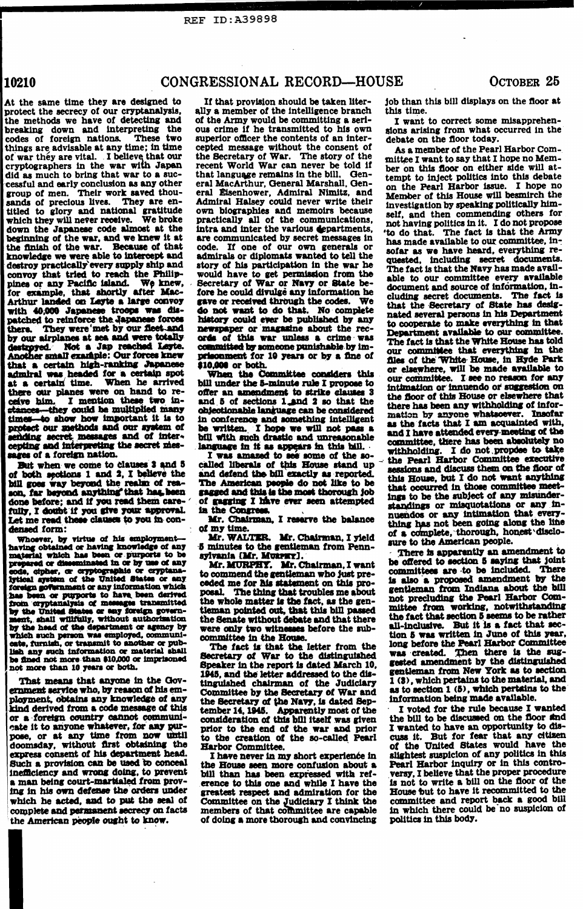At the same time they are designed to protect the secrecy of our cryptanalysis, the methods we have of detecting and breaking down and interpreting the codes of foreign nations. These two things are advisable at any time; in time of war they are vital. I believe that our cryptographers in the war with Japan did as much to bring that war to a successful and early conclusion as any other group of men. Their work saved thousands of precious lives. They are entitled to glory and national gratitude which they will never receive. We broke down the Japanese code almost at the beginning of the war, and we knew it at the finish of the war. Because of that knowledge we were able to intercept and destroy practically every supply ship and convoy that tried to reach the Philippines or any Pacific island. We knew, for example, that shortly after MacArthur landed on Leyte a large convoy with 40,000 Japanese troops was dispatched to reinforce the Japanese forces there. They were met by our fleet and by our airplanes at sea and were totally destroyed. Not a Jap reached Leyte. Another small example: Our forces knew that a certain high-ranking Japanese admiral was headed for a certain spot at a certain time. When he arrived there our planes were on hand to receive him. I mention these two instances—they could be multiplied many times—to show how important it is to protect our methods and our system of sending secret messages and of intercepting and interpreting the secret messages of a foreign nation.

But when we come to clauses 3 and 5 of both sections 1 and 2, I believe the bill goes way beyond the realm of reason, far beyond anything that has been done before; and if you read them carefully, I doubt if you give your approval. Let me read these clauses to you in condensed form:

> Whoever, by virtue of his employment—having obtained or having knowledge of any material which has been or purports to be prepared or disseminated in or by use of any code, cipher, or cryptographic or cryptanalytical system of the United States or any foreign government or any information which has been or purports to have been derived from cryptanalysis of messages transmitted by the United States or any foreign government, shall willfully, without authorization by the head of the department or agency by which such person was employed, communicate, furnish, or transmit to another or publish any such information or material shall be fined not more than $10,000 or imprisoned not more than 10 years or both.

That means that anyone in the Government service who, by reason of his employment, obtains any knowledge of any kind derived from a code message of this or a foreign country cannot communicate it to anyone whatever, for any purpose, or at any time from now until doomsday, without first obtaining the express consent of his department head. Such a provision can be used to conceal inefficiency and wrong doing, to prevent a man being court-martialed from proving in his own defense the orders under which he acted, and to put the seal of complete and permanent secrecy on facts the American people ought to know.

If that provision should be taken literally a member of the intelligence branch of the Army would be committing a serious crime if he transmitted to his own superior officer the contents of an intercepted message without the consent of the Secretary of War. The story of the recent World War can never be told if that language remains in the bill. General MacArthur, General Marshall, General Eisenhower, Admiral Nimitz, and Admiral Halsey could never write their own biographies and memoirs because practically all of the communications, intra and inter the various departments, are communicated by secret messages in code. If one of our own generals or admirals or diplomats wanted to tell the story of his participation in the war he would have to get permission from the Secretary of War or Navy or State before he could divulge any information he gave or received through the codes. We do not want to do that. No complete history could ever be published by any newspaper or magazine about the records of this war unless a crime was committed by someone punishable by imprisonment for 10 years or by a fine of $10,000 or both.

When the Committee considers this bill under the 5-minute rule I propose to offer an amendment to strike clauses 3 and 5 of sections 1 and 2 so that the objectionable language can be considered in conference and something intelligent be written. I hope we will not pass a bill with such drastic and unreasonable language in it as appears in this bill.

I was amazed to see some of the so-called liberals of this House stand up and defend the bill exactly as reported. The American people do not like to be gagged and this is the most thorough job of gagging I have ever seen attempted in the Congress.

Mr. Chairman, I reserve the balance of my time.

Mr. WALTER. Mr. Chairman, I yield 5 minutes to the gentleman from Pennsylvania [Mr. MURPHY].

Mr. MURPHY. Mr. Chairman, I want to commend the gentleman who just preceded me for his statement on this proposal. The thing that troubles me about the whole matter is the fact, as the gentleman pointed out, that this bill passed the Senate without debate and that there were only two witnesses before the subcommittee in the House.

The fact is that the letter from the Secretary of War to the distinguished Speaker in the report is dated March 10, 1945, and the letter addressed to the distinguished chairman of the Judiciary Committee by the Secretary of War and the Secretary of the Navy, is dated September 14, 1945. Apparently most of the consideration of this bill itself was given prior to the end of the war and prior to the creation of the so-called Pearl Harbor Committee.

I have never in my short experience in the House seen more confusion about a bill than has been expressed with reference to this one and while I have the greatest respect and admiration for the Committee on the Judiciary I think the members of that committee are capable of doing a more thorough and convincing job than this bill displays on the floor at this time.

I want to correct some misapprehensions arising from what occurred in the debate on the floor today.

As a member of the Pearl Harbor Committee I want to say that I hope no Member on this floor on either side will attempt to inject politics into this debate on the Pearl Harbor issue. I hope no Member of this House will besmirch the investigation by speaking politically himself, and then commending others for not having politics in it. I do not propose to do that. The fact is that the Army has made available to our committee, insofar as we have heard, everything requested, including secret documents. The fact is that the Navy has made available to our committee every available document and source of information, including secret documents. The fact is that the Secretary of State has designated several persons in his Department to cooperate to make everything in that Department available to our committee. The fact is that the White House has told our committee that everything in the files of the White House, in Hyde Park or elsewhere, will be made available to our committee. I see no reason for any intimation or innuendo or suggestion on the floor of this House or elsewhere that there has been any withholding of information by anyone whatsoever. Insofar as the facts that I am acquainted with, and I have attended every meeting of the committee, there has been absolutely no withholding. I do not propose to take the Pearl Harbor Committee executive sessions and discuss them on the floor of this House, but I do not want anything that occurred in those committee meetings to be the subject of any misunderstandings or misquotations or any innuendos or any intimation that everything has not been going along the line of a complete, thorough, honest disclosure to the American people.

There is apparently an amendment to be offered to section 5 saying that joint committees are to be included. There is also a proposed amendment by the gentleman from Indiana about the bill not precluding the Pearl Harbor Committee from working, notwithstanding the fact that section 5 seems to be rather all-inclusive. But it is a fact that section 5 was written in June of this year, long before the Pearl Harbor Committee was created. Then there is the suggested amendment by the distinguished gentleman from New York as to section 1 (3), which pertains to the material, and as to section 1 (5), which pertains to the information being made available.

I voted for the rule because I wanted the bill to be discussed on the floor and I wanted to have an opportunity to discuss it. But for fear that any citizen of the United States would have the slightest suspicion of any politics in this Pearl Harbor inquiry or in this controversy, I believe that the proper procedure is not to write a bill on the floor of the House but to have it recommitted to the committee and report back a good bill in which there could be no suspicion of politics in this body.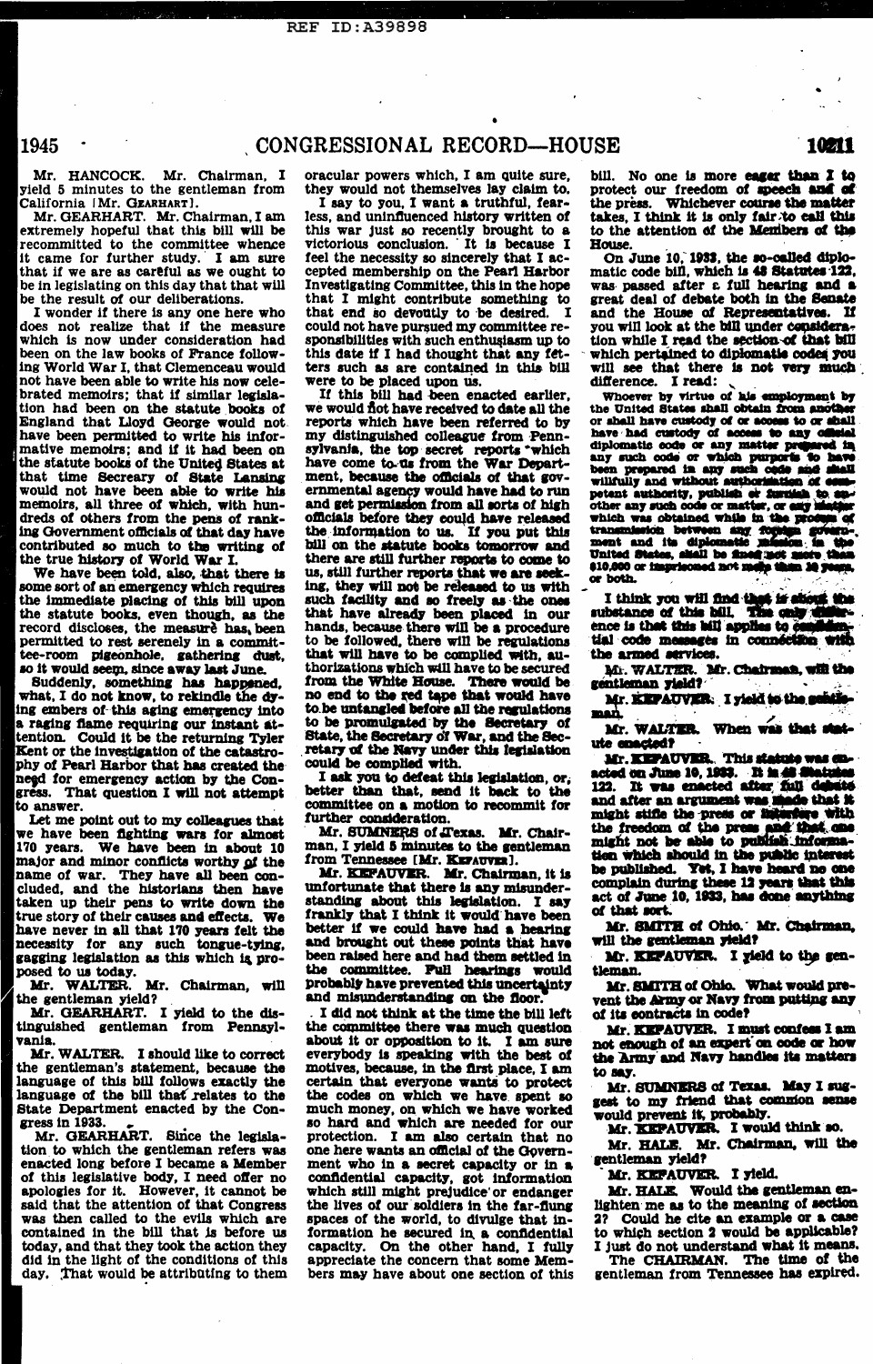Mr. HANCOCK. Mr. Chairman, I yield 5 minutes to the gentleman from California [Mr. GEARHART].

Mr. GEARHART. Mr. Chairman, I am extremely hopeful that this bill will be recommitted to the committee whence it came for further study. I am sure that if we are as careful as we ought to be in legislating on this day that that will be the result of our deliberations.

I wonder if there is any one here who does not realize that if the measure which is now under consideration had been on the law books of France following World War I, that Clemenceau would not have been able to write his now celebrated memoirs; that if similar legislation had been on the statute books of England that Lloyd George would not have been permitted to write his informative memoirs; and if it had been on the statute books of the United States at that time Secreary of State Lansing would not have been able to write his memoirs, all three of which, with hundreds of others from the pens of ranking Government officials of that day have contributed so much to the writing of the true history of World War I.

We have been told, also, that there is some sort of an emergency which requires the immediate placing of this bill upon the statute books, even though, as the record discloses, the measure has been permitted to rest serenely in a committee-room pigeonhole, gathering dust, so it would seem, since away last June.

Suddenly, something has happened, what, I do not know, to rekindle the dying embers of this aging emergency into a raging flame requiring our instant attention. Could it be the returning Tyler Kent or the investigation of the catastrophy of Pearl Harbor that has created the need for emergency action by the Congress. That question I will not attempt to answer.

Let me point out to my colleagues that we have been fighting wars for almost 170 years. We have been in about 10 major and minor conflicts worthy of the name of war. They have all been concluded, and the historians then have taken up their pens to write down the true story of their causes and effects. We have never in all that 170 years felt the necessity for any such tongue-tying, gagging legislation as this which is proposed to us today.

Mr. WALTER. Mr. Chairman, will the gentleman yield?

Mr. GEARHART. I yield to the distinguished gentleman from Pennsylvania.

Mr. WALTER. I should like to correct the gentleman's statement, because the language of this bill follows exactly the language of the bill that relates to the State Department enacted by the Congress in 1933.

Mr. GEARHART. Since the legislation to which the gentleman refers was enacted long before I became a Member of this legislative body, I need offer no apologies for it. However, it cannot be said that the attention of that Congress was then called to the evils which are contained in the bill that is before us today, and that they took the action they did in the light of the conditions of this day. That would be attributing to them oracular powers which, I am quite sure, they would not themselves lay claim to.

I say to you, I want a truthful, fearless, and uninfluenced history written of this war just so recently brought to a victorious conclusion. It is because I feel the necessity so sincerely that I accepted membership on the Pearl Harbor Investigating Committee, this in the hope that I might contribute something to that end so devoutly to be desired. I could not have pursued my committee responsibilities with such enthusiasm up to this date if I had thought that any fetters such as are contained in this bill were to be placed upon us.

If this bill had been enacted earlier, we would not have received to date all the reports which have been referred to by my distinguished colleague from Pennsylvania, the top secret reports which have come to us from the War Department, because the officials of that governmental agency would have had to run and get permission from all sorts of high officials before they could have released the information to us. If you put this bill on the statute books tomorrow and there are still further reports to come to us, still further reports that we are seeking, they will not be released to us with such facility and so freely as the ones that have already been placed in our hands, because there will be a procedure to be followed, there will be regulations that will have to be complied with, authorizations which will have to be secured from the White House. There would be no end to the red tape that would have to be untangled before all the regulations to be promulgated by the Secretary of State, the Secretary of War, and the Secretary of the Navy under this legislation could be complied with.

I ask you to defeat this legislation, or, better than that, send it back to the committee on a motion to recommit for further consideration.

Mr. SUMNERS of Texas. Mr. Chairman, I yield 5 minutes to the gentleman from Tennessee [Mr. KEFAUVER].

Mr. KEFAUVER. Mr. Chairman, it is unfortunate that there is any misunderstanding about this legislation. I say frankly that I think it would have been better if we could have had a hearing and brought out these points that have been raised here and had them settled in the committee. Full hearings would probably have prevented this uncertainty and misunderstanding on the floor.

I did not think at the time the bill left the committee there was much question about it or opposition to it. I am sure everybody is speaking with the best of motives, because, in the first place, I am certain that everyone wants to protect the codes on which we have spent so much money, on which we have worked so hard and which are needed for our protection. I am also certain that no one here wants an official of the Government who in a secret capacity or in a confidential capacity, got information which still might prejudice or endanger the lives of our soldiers in the far-flung spaces of the world, to divulge that information he secured in a confidential capacity. On the other hand, I fully appreciate the concern that some Members may have about one section of this bill. No one is more eager than I to protect our freedom of speech and of the press. Whichever course the matter takes, I think it is only fair to call this to the attention of the Members of the House.

On June 10, 1933, the so-called diplomatic code bill, which is 48 Statutes 122, was passed after a full hearing and a great deal of debate both in the Senate and the House of Representatives. If you will look at the bill under consideration while I read the section of that bill which pertained to diplomatic codes you will see that there is not very much difference. I read:

> Whoever by virtue of his employment by the United States shall obtain from another or shall have custody of or access to or shall have had custody of access to any official diplomatic code or any matter prepared in any such code or which purports to have been prepared in any such code and shall willfully and without authorization of competent authority, publish or furnish to another any such code or matter, or any matter which was obtained while in the process of transmission between any foreign government and its diplomatic mission in the United States, shall be fined not more than $10,000 or imprisoned not more than 10 years, or both.

I think you will find that is about the substance of this bill. The only difference is that this bill applies to confidential code messages in connection with the armed services.

Mr. WALTER. Mr. Chairman, will the gentleman yield?

Mr. KEFAUVER. I yield to the gentleman.

Mr. WALTER. When was that statute enacted?

Mr. KEFAUVER. This statute was enacted on June 10, 1933. It is 48 Statutes 122. It was enacted after full debate and after an argument was made that it might stifle the press or interfere with the freedom of the press and that one might not be able to publish information which should in the public interest be published. Yet, I have heard no one complain during these 12 years that this act of June 10, 1933, has done anything of that sort.

Mr. SMITH of Ohio. Mr. Chairman, will the gentleman yield?

Mr. KEFAUVER. I yield to the gentleman.

Mr. SMITH of Ohio. What would prevent the Army or Navy from putting any of its contracts in code?

Mr. KEFAUVER. I must confess I am not enough of an expert on code or how the Army and Navy handles its matters to say.

Mr. SUMNERS of Texas. May I suggest to my friend that common sense would prevent it, probably.

Mr. KEFAUVER. I would think so.

Mr. HALE. Mr. Chairman, will the gentleman yield?

Mr. KEFAUVER. I yield.

Mr. HALE. Would the gentleman enlighten me as to the meaning of section 2? Could he cite an example or a case to which section 2 would be applicable? I just do not understand what it means.

The CHAIRMAN. The time of the gentleman from Tennessee has expired.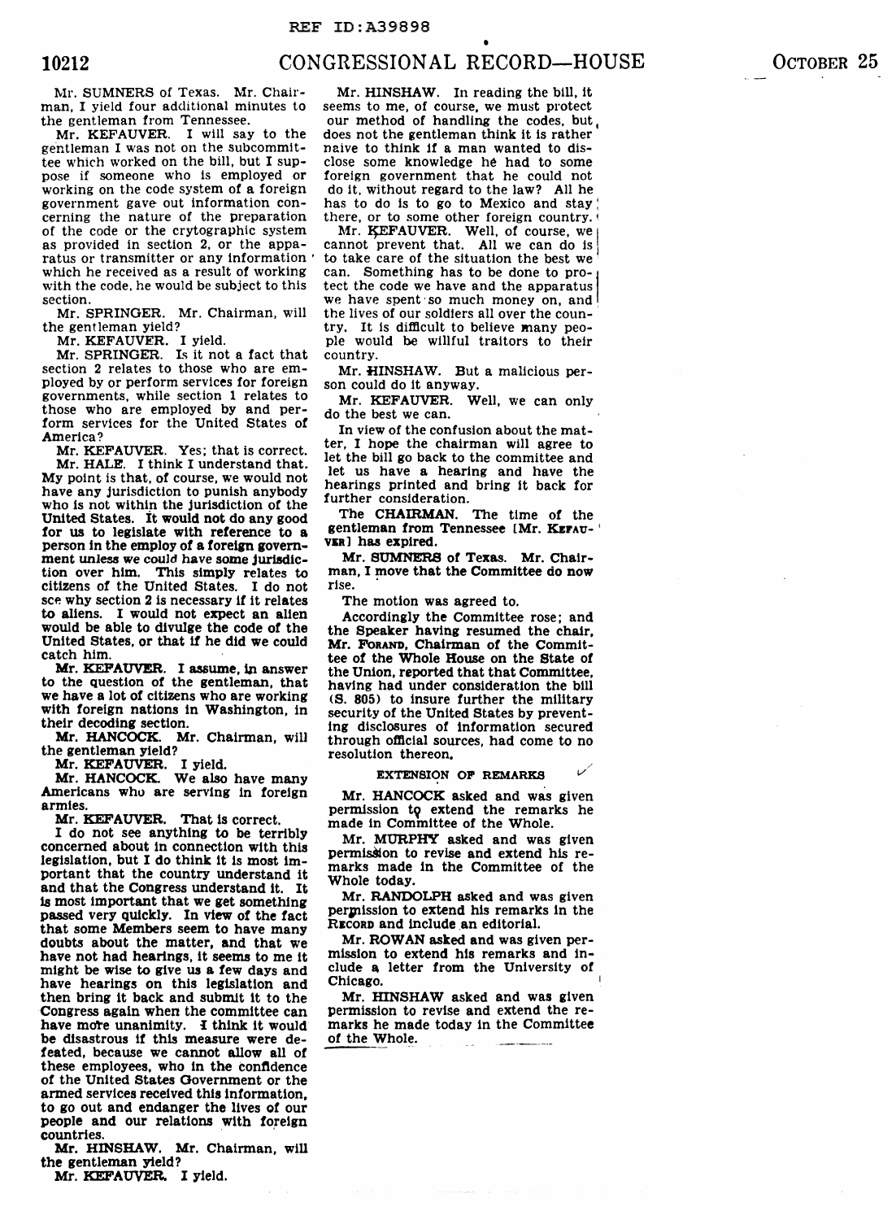REF ID:A39898

Mr. SUMNERS of Texas. Mr. Chairman, I yield four additional minutes to the gentleman from Tennessee.

Mr. KEFAUVER. I will say to the gentleman I was not on the subcommittee which worked on the bill, but I suppose if someone who is employed or working on the code system of a foreign government gave out information concerning the nature of the preparation of the code or the crytographic system as provided in section 2, or the apparatus or transmitter or any information which he received as a result of working with the code, he would be subject to this section.

Mr. SPRINGER. Mr. Chairman, will the gentleman yield?

Mr. KEFAUVER. I yield.

Mr. SPRINGER. Is it not a fact that section 2 relates to those who are employed by or perform services for foreign governments, while section 1 relates to those who are employed by and perform services for the United States of America?

Mr. KEFAUVER. Yes; that is correct.

Mr. HALE. I think I understand that. My point is that, of course, we would not have any jurisdiction to punish anybody who is not within the jurisdiction of the United States. It would not do any good for us to legislate with reference to a person in the employ of a foreign government unless we could have some jurisdiction over him. This simply relates to citizens of the United States. I do not see why section 2 is necessary if it relates to aliens. I would not expect an alien would be able to divulge the code of the United States, or that if he did we could catch him.

Mr. KEFAUVER. I assume, in answer to the question of the gentleman, that we have a lot of citizens who are working with foreign nations in Washington, in their decoding section.

Mr. HANCOCK. Mr. Chairman, will the gentleman yield?

Mr. KEFAUVER. I yield.

Mr. HANCOCK. We also have many Americans who are serving in foreign armies.

Mr. KEFAUVER. That is correct.

I do not see anything to be terribly concerned about in connection with this legislation, but I do think it is most important that the country understand it and that the Congress understand it. It is most important that we get something passed very quickly. In view of the fact that some Members seem to have many doubts about the matter, and that we have not had hearings, it seems to me it might be wise to give us a few days and have hearings on this legislation and then bring it back and submit it to the Congress again when the committee can have more unanimity. I think it would be disastrous if this measure were defeated, because we cannot allow all of these employees, who in the confidence of the United States Government or the armed services received this information, to go out and endanger the lives of our people and our relations with foreign countries.

Mr. HINSHAW. Mr. Chairman, will the gentleman yield?

Mr. KEFAUVER. I yield.

Mr. HINSHAW. In reading the bill, it seems to me, of course, we must protect our method of handling the codes, but, does not the gentleman think it is rather naive to think if a man wanted to disclose some knowledge he had to some foreign government that he could not do it, without regard to the law? All he has to do is to go to Mexico and stay there, or to some other foreign country.

Mr. KEFAUVER. Well, of course, we cannot prevent that. All we can do is to take care of the situation the best we can. Something has to be done to protect the code we have and the apparatus we have spent so much money on, and the lives of our soldiers all over the country. It is difficult to believe many people would be willful traitors to their country.

Mr. HINSHAW. But a malicious person could do it anyway.

Mr. KEFAUVER. Well, we can only do the best we can.

In view of the confusion about the matter, I hope the chairman will agree to let the bill go back to the committee and let us have a hearing and have the hearings printed and bring it back for further consideration.

The CHAIRMAN. The time of the gentleman from Tennessee [Mr. KEFAUVER] has expired.

Mr. SUMNERS of Texas. Mr. Chairman, I move that the Committee do now rise.

The motion was agreed to.

Accordingly the Committee rose; and the Speaker having resumed the chair, Mr. FORAND, Chairman of the Committee of the Whole House on the State of the Union, reported that that Committee, having had under consideration the bill (S. 805) to insure further the military security of the United States by preventing disclosures of information secured through official sources, had come to no resolution thereon.

### EXTENSION OF REMARKS

Mr. HANCOCK asked and was given permission to extend the remarks he made in Committee of the Whole.

Mr. MURPHY asked and was given permission to revise and extend his remarks made in the Committee of the Whole today.

Mr. RANDOLPH asked and was given permission to extend his remarks in the RECORD and include an editorial.

Mr. ROWAN asked and was given permission to extend his remarks and include a letter from the University of Chicago.

Mr. HINSHAW asked and was given permission to revise and extend the remarks he made today in the Committee of the Whole.